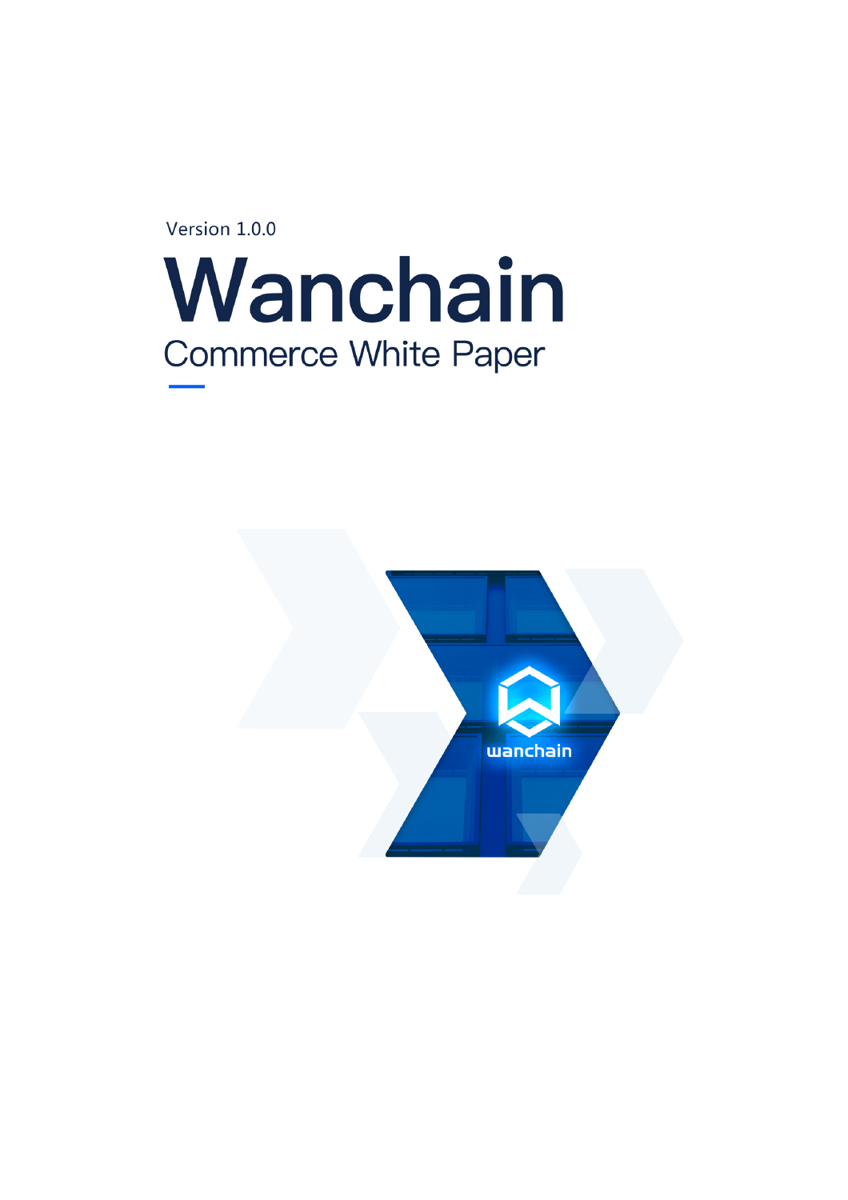Version 1.0.0

# Wanchain

## Commerce White Paper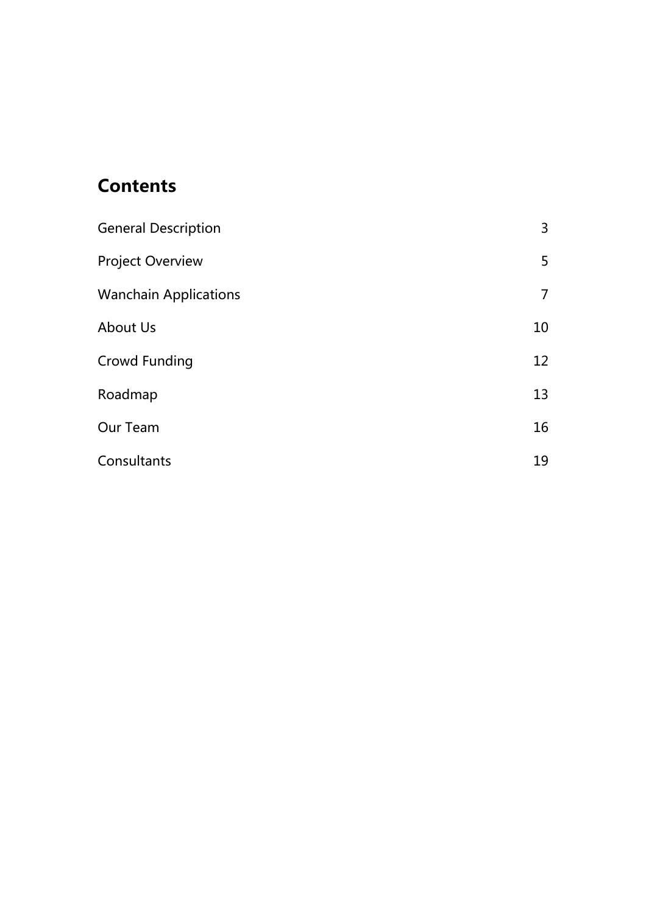## Contents

| | |
|---|---|
| General Description | 3 |
| Project Overview | 5 |
| Wanchain Applications | 7 |
| About Us | 10 |
| Crowd Funding | 12 |
| Roadmap | 13 |
| Our Team | 16 |
| Consultants | 19 |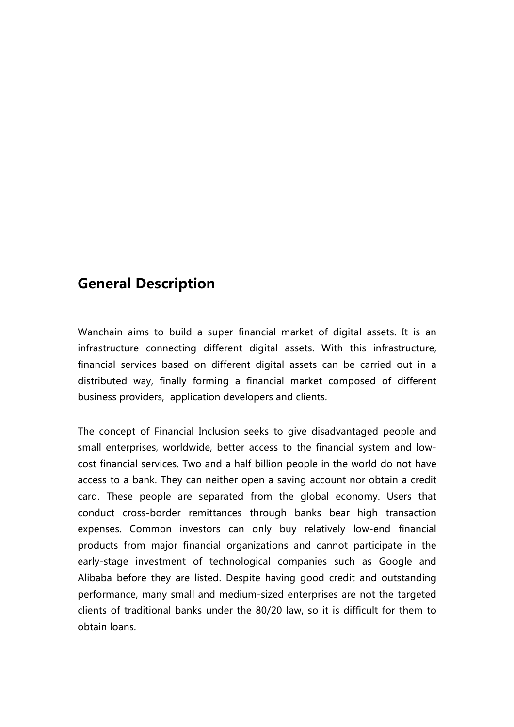## General Description

Wanchain aims to build a super financial market of digital assets. It is an infrastructure connecting different digital assets. With this infrastructure, financial services based on different digital assets can be carried out in a distributed way, finally forming a financial market composed of different business providers, application developers and clients.

The concept of Financial Inclusion seeks to give disadvantaged people and small enterprises, worldwide, better access to the financial system and low-cost financial services. Two and a half billion people in the world do not have access to a bank. They can neither open a saving account nor obtain a credit card. These people are separated from the global economy. Users that conduct cross-border remittances through banks bear high transaction expenses. Common investors can only buy relatively low-end financial products from major financial organizations and cannot participate in the early-stage investment of technological companies such as Google and Alibaba before they are listed. Despite having good credit and outstanding performance, many small and medium-sized enterprises are not the targeted clients of traditional banks under the 80/20 law, so it is difficult for them to obtain loans.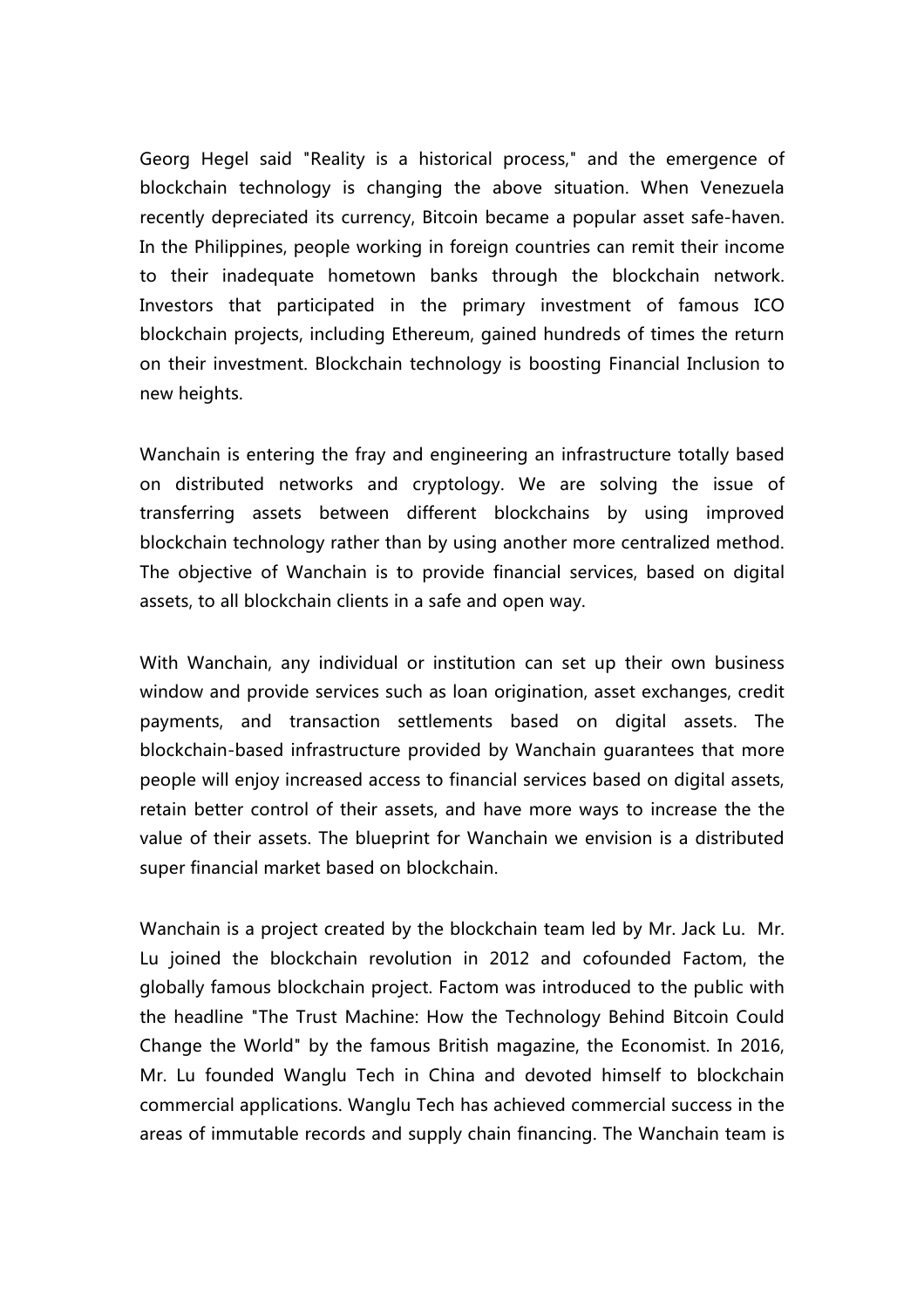Georg Hegel said "Reality is a historical process," and the emergence of blockchain technology is changing the above situation. When Venezuela recently depreciated its currency, Bitcoin became a popular asset safe-haven. In the Philippines, people working in foreign countries can remit their income to their inadequate hometown banks through the blockchain network. Investors that participated in the primary investment of famous ICO blockchain projects, including Ethereum, gained hundreds of times the return on their investment. Blockchain technology is boosting Financial Inclusion to new heights.

Wanchain is entering the fray and engineering an infrastructure totally based on distributed networks and cryptology. We are solving the issue of transferring assets between different blockchains by using improved blockchain technology rather than by using another more centralized method. The objective of Wanchain is to provide financial services, based on digital assets, to all blockchain clients in a safe and open way.

With Wanchain, any individual or institution can set up their own business window and provide services such as loan origination, asset exchanges, credit payments, and transaction settlements based on digital assets. The blockchain-based infrastructure provided by Wanchain guarantees that more people will enjoy increased access to financial services based on digital assets, retain better control of their assets, and have more ways to increase the the value of their assets. The blueprint for Wanchain we envision is a distributed super financial market based on blockchain.

Wanchain is a project created by the blockchain team led by Mr. Jack Lu. Mr. Lu joined the blockchain revolution in 2012 and cofounded Factom, the globally famous blockchain project. Factom was introduced to the public with the headline "The Trust Machine: How the Technology Behind Bitcoin Could Change the World" by the famous British magazine, the Economist. In 2016, Mr. Lu founded Wanglu Tech in China and devoted himself to blockchain commercial applications. Wanglu Tech has achieved commercial success in the areas of immutable records and supply chain financing. The Wanchain team is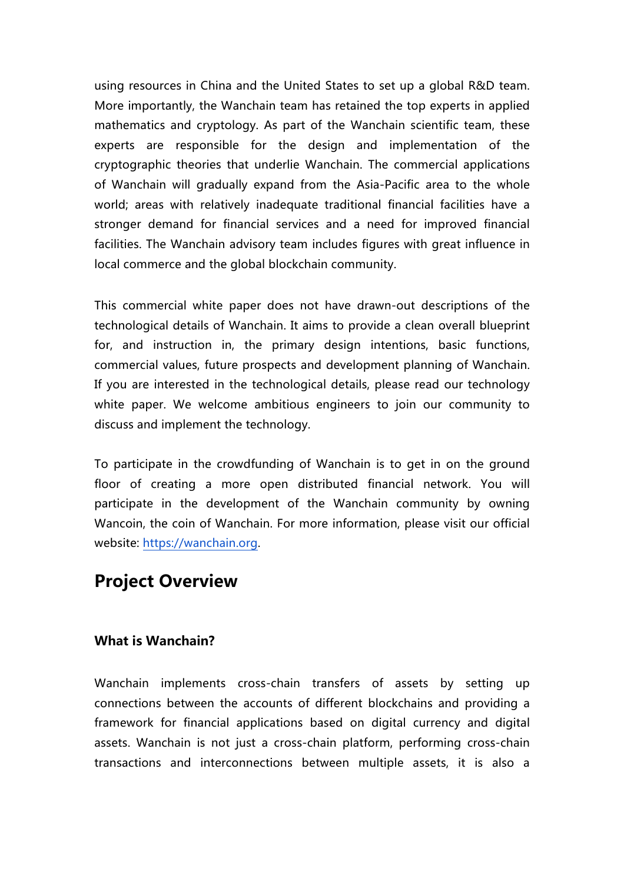using resources in China and the United States to set up a global R&D team. More importantly, the Wanchain team has retained the top experts in applied mathematics and cryptology. As part of the Wanchain scientific team, these experts are responsible for the design and implementation of the cryptographic theories that underlie Wanchain. The commercial applications of Wanchain will gradually expand from the Asia-Pacific area to the whole world; areas with relatively inadequate traditional financial facilities have a stronger demand for financial services and a need for improved financial facilities. The Wanchain advisory team includes figures with great influence in local commerce and the global blockchain community.

This commercial white paper does not have drawn-out descriptions of the technological details of Wanchain. It aims to provide a clean overall blueprint for, and instruction in, the primary design intentions, basic functions, commercial values, future prospects and development planning of Wanchain. If you are interested in the technological details, please read our technology white paper. We welcome ambitious engineers to join our community to discuss and implement the technology.

To participate in the crowdfunding of Wanchain is to get in on the ground floor of creating a more open distributed financial network. You will participate in the development of the Wanchain community by owning Wancoin, the coin of Wanchain. For more information, please visit our official website: [https://wanchain.org](https://wanchain.org).

## Project Overview

### What is Wanchain?

Wanchain implements cross-chain transfers of assets by setting up connections between the accounts of different blockchains and providing a framework for financial applications based on digital currency and digital assets. Wanchain is not just a cross-chain platform, performing cross-chain transactions and interconnections between multiple assets, it is also a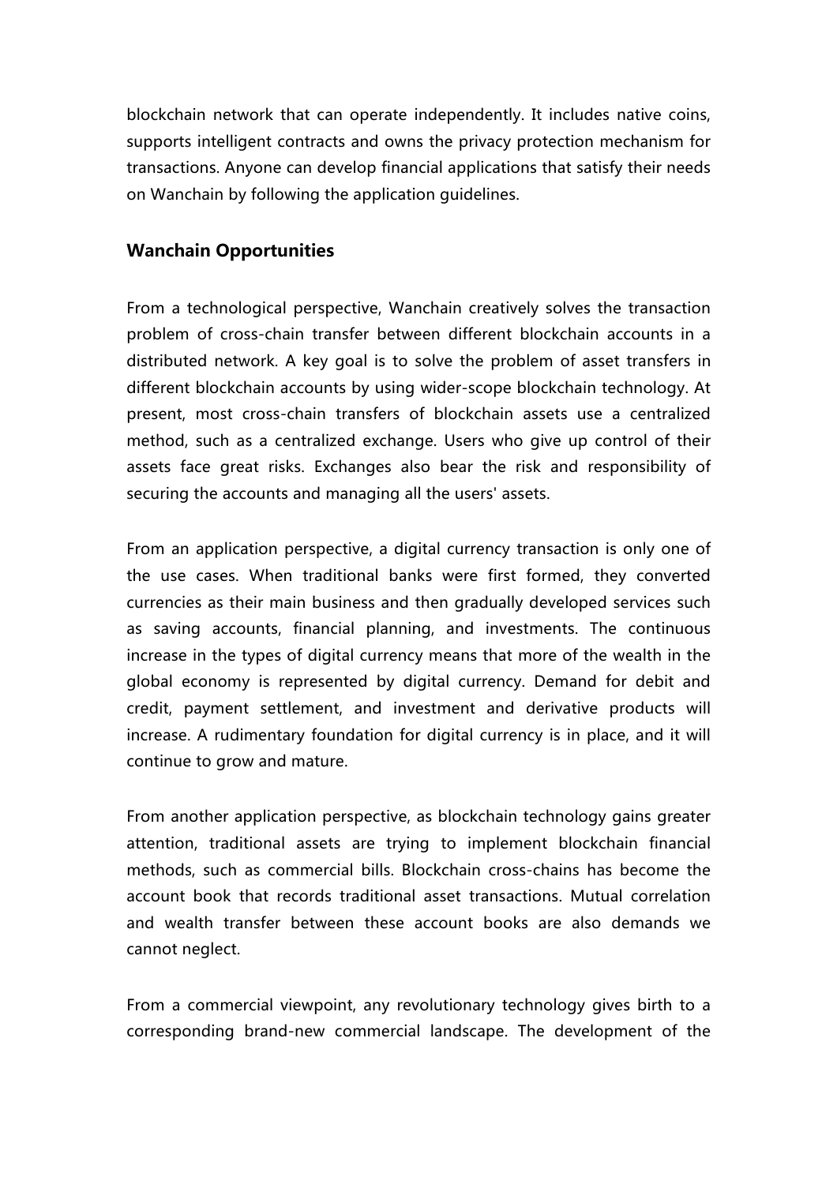blockchain network that can operate independently. It includes native coins, supports intelligent contracts and owns the privacy protection mechanism for transactions. Anyone can develop financial applications that satisfy their needs on Wanchain by following the application guidelines.

### Wanchain Opportunities

From a technological perspective, Wanchain creatively solves the transaction problem of cross-chain transfer between different blockchain accounts in a distributed network. A key goal is to solve the problem of asset transfers in different blockchain accounts by using wider-scope blockchain technology. At present, most cross-chain transfers of blockchain assets use a centralized method, such as a centralized exchange. Users who give up control of their assets face great risks. Exchanges also bear the risk and responsibility of securing the accounts and managing all the users' assets.

From an application perspective, a digital currency transaction is only one of the use cases. When traditional banks were first formed, they converted currencies as their main business and then gradually developed services such as saving accounts, financial planning, and investments. The continuous increase in the types of digital currency means that more of the wealth in the global economy is represented by digital currency. Demand for debit and credit, payment settlement, and investment and derivative products will increase. A rudimentary foundation for digital currency is in place, and it will continue to grow and mature.

From another application perspective, as blockchain technology gains greater attention, traditional assets are trying to implement blockchain financial methods, such as commercial bills. Blockchain cross-chains has become the account book that records traditional asset transactions. Mutual correlation and wealth transfer between these account books are also demands we cannot neglect.

From a commercial viewpoint, any revolutionary technology gives birth to a corresponding brand-new commercial landscape. The development of the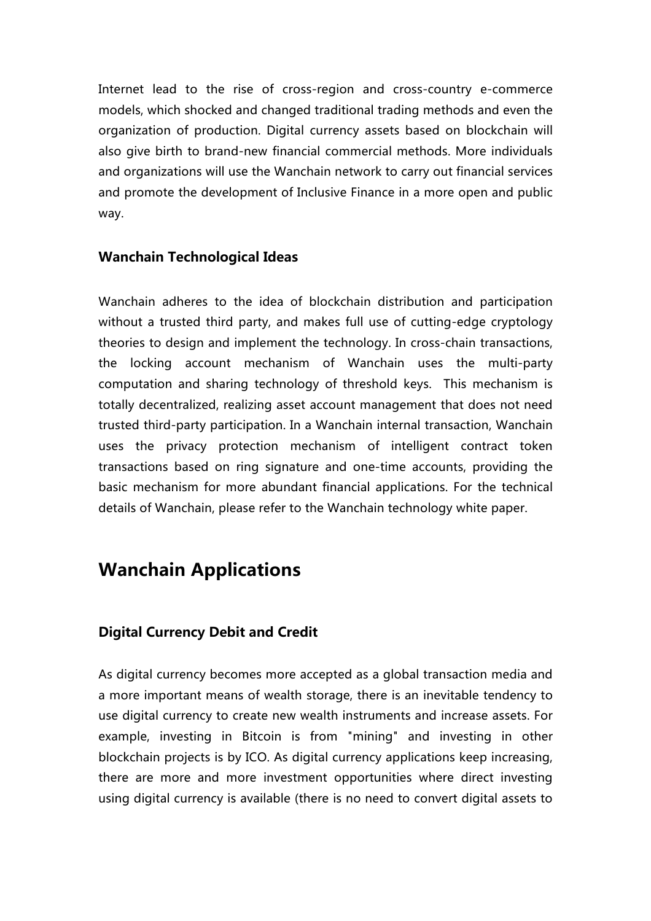Internet lead to the rise of cross-region and cross-country e-commerce models, which shocked and changed traditional trading methods and even the organization of production. Digital currency assets based on blockchain will also give birth to brand-new financial commercial methods. More individuals and organizations will use the Wanchain network to carry out financial services and promote the development of Inclusive Finance in a more open and public way.

### Wanchain Technological Ideas

Wanchain adheres to the idea of blockchain distribution and participation without a trusted third party, and makes full use of cutting-edge cryptology theories to design and implement the technology. In cross-chain transactions, the locking account mechanism of Wanchain uses the multi-party computation and sharing technology of threshold keys. This mechanism is totally decentralized, realizing asset account management that does not need trusted third-party participation. In a Wanchain internal transaction, Wanchain uses the privacy protection mechanism of intelligent contract token transactions based on ring signature and one-time accounts, providing the basic mechanism for more abundant financial applications. For the technical details of Wanchain, please refer to the Wanchain technology white paper.

## Wanchain Applications

### Digital Currency Debit and Credit

As digital currency becomes more accepted as a global transaction media and a more important means of wealth storage, there is an inevitable tendency to use digital currency to create new wealth instruments and increase assets. For example, investing in Bitcoin is from "mining" and investing in other blockchain projects is by ICO. As digital currency applications keep increasing, there are more and more investment opportunities where direct investing using digital currency is available (there is no need to convert digital assets to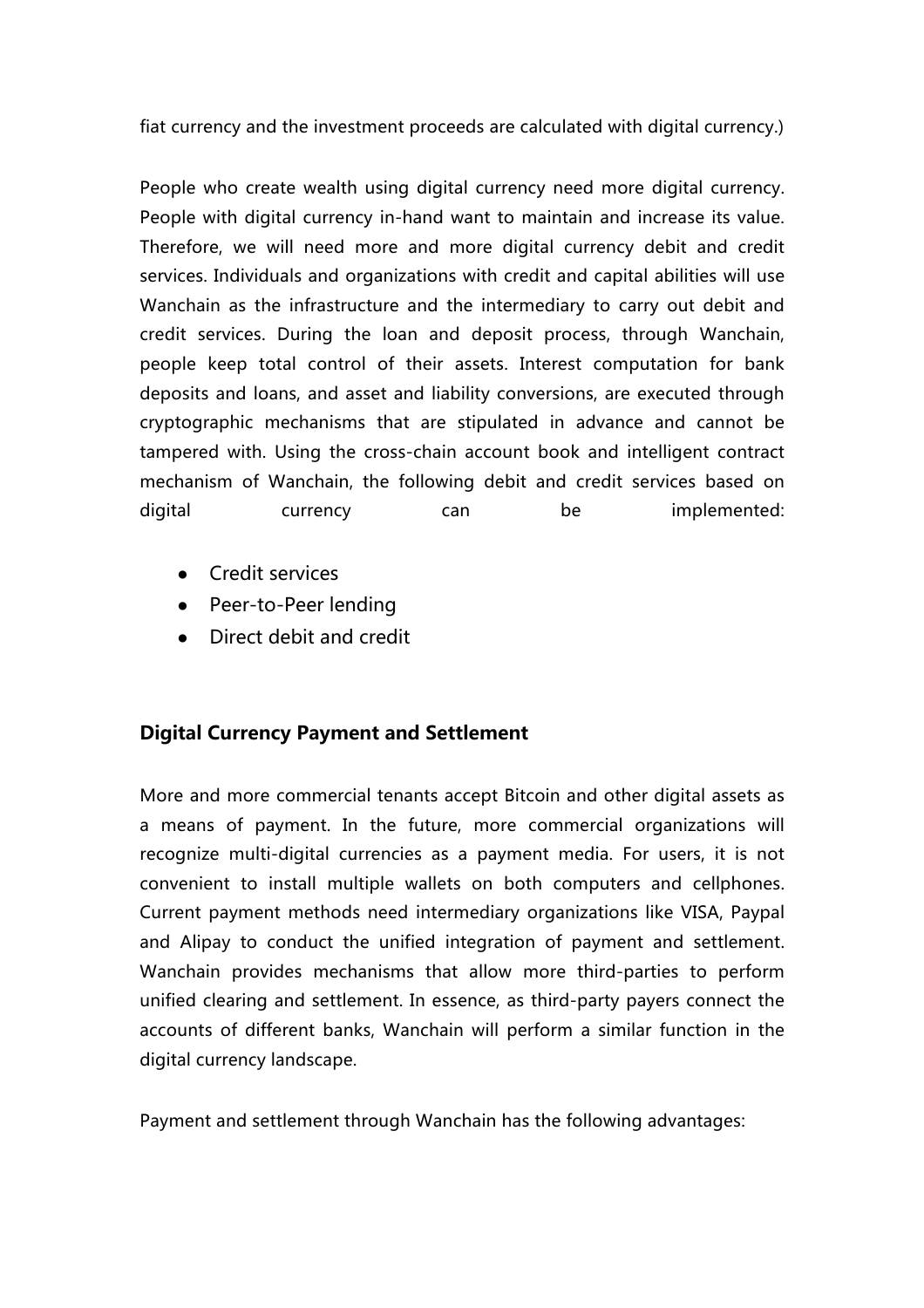fiat currency and the investment proceeds are calculated with digital currency.)

People who create wealth using digital currency need more digital currency. People with digital currency in-hand want to maintain and increase its value. Therefore, we will need more and more digital currency debit and credit services. Individuals and organizations with credit and capital abilities will use Wanchain as the infrastructure and the intermediary to carry out debit and credit services. During the loan and deposit process, through Wanchain, people keep total control of their assets. Interest computation for bank deposits and loans, and asset and liability conversions, are executed through cryptographic mechanisms that are stipulated in advance and cannot be tampered with. Using the cross-chain account book and intelligent contract mechanism of Wanchain, the following debit and credit services based on digital currency can be implemented:

- Credit services
- Peer-to-Peer lending
- Direct debit and credit

## Digital Currency Payment and Settlement

More and more commercial tenants accept Bitcoin and other digital assets as a means of payment. In the future, more commercial organizations will recognize multi-digital currencies as a payment media. For users, it is not convenient to install multiple wallets on both computers and cellphones. Current payment methods need intermediary organizations like VISA, Paypal and Alipay to conduct the unified integration of payment and settlement. Wanchain provides mechanisms that allow more third-parties to perform unified clearing and settlement. In essence, as third-party payers connect the accounts of different banks, Wanchain will perform a similar function in the digital currency landscape.

Payment and settlement through Wanchain has the following advantages: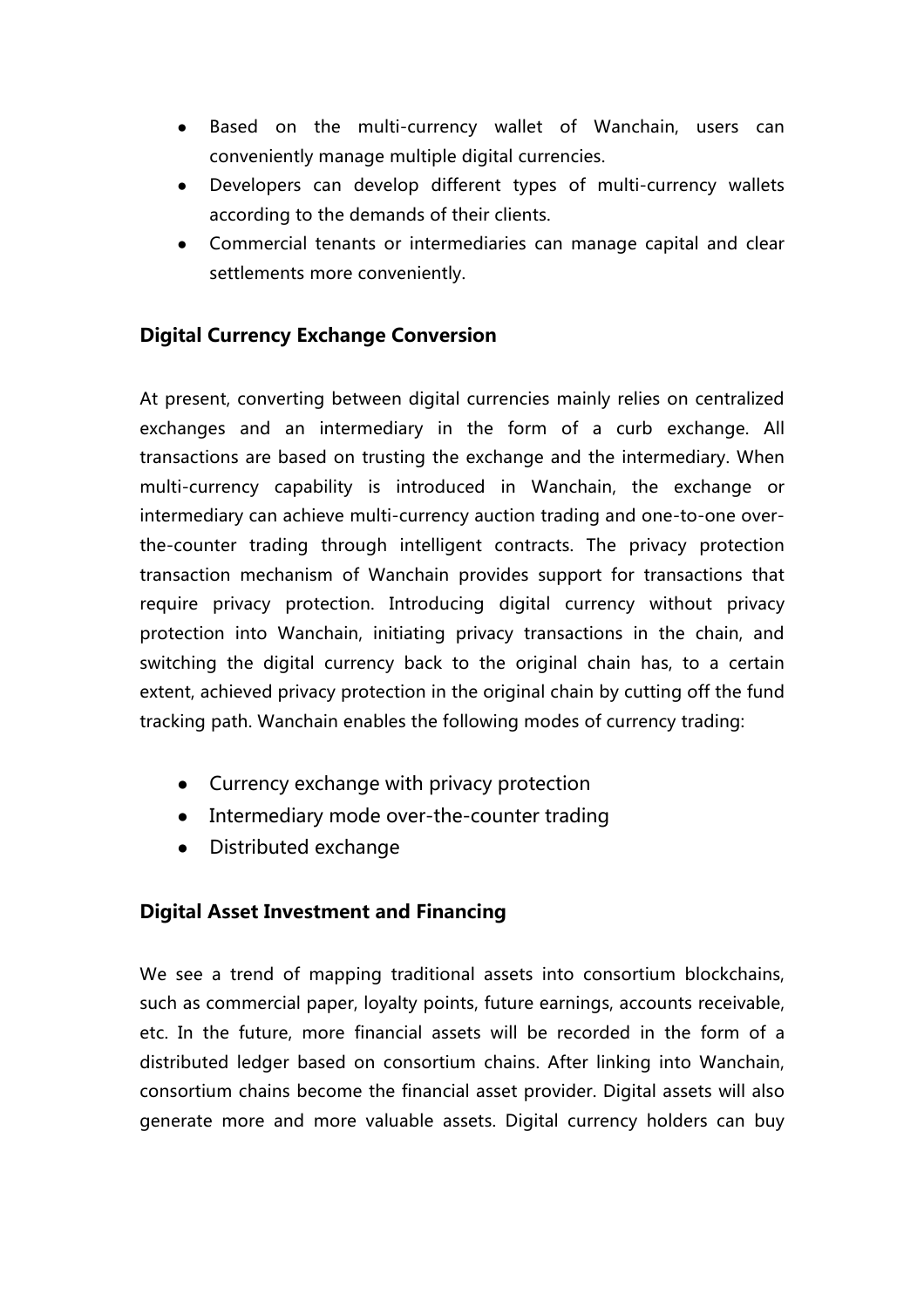- Based on the multi-currency wallet of Wanchain, users can conveniently manage multiple digital currencies.
- Developers can develop different types of multi-currency wallets according to the demands of their clients.
- Commercial tenants or intermediaries can manage capital and clear settlements more conveniently.

### Digital Currency Exchange Conversion

At present, converting between digital currencies mainly relies on centralized exchanges and an intermediary in the form of a curb exchange. All transactions are based on trusting the exchange and the intermediary. When multi-currency capability is introduced in Wanchain, the exchange or intermediary can achieve multi-currency auction trading and one-to-one over-the-counter trading through intelligent contracts. The privacy protection transaction mechanism of Wanchain provides support for transactions that require privacy protection. Introducing digital currency without privacy protection into Wanchain, initiating privacy transactions in the chain, and switching the digital currency back to the original chain has, to a certain extent, achieved privacy protection in the original chain by cutting off the fund tracking path. Wanchain enables the following modes of currency trading:

- Currency exchange with privacy protection
- Intermediary mode over-the-counter trading
- Distributed exchange

### Digital Asset Investment and Financing

We see a trend of mapping traditional assets into consortium blockchains, such as commercial paper, loyalty points, future earnings, accounts receivable, etc. In the future, more financial assets will be recorded in the form of a distributed ledger based on consortium chains. After linking into Wanchain, consortium chains become the financial asset provider. Digital assets will also generate more and more valuable assets. Digital currency holders can buy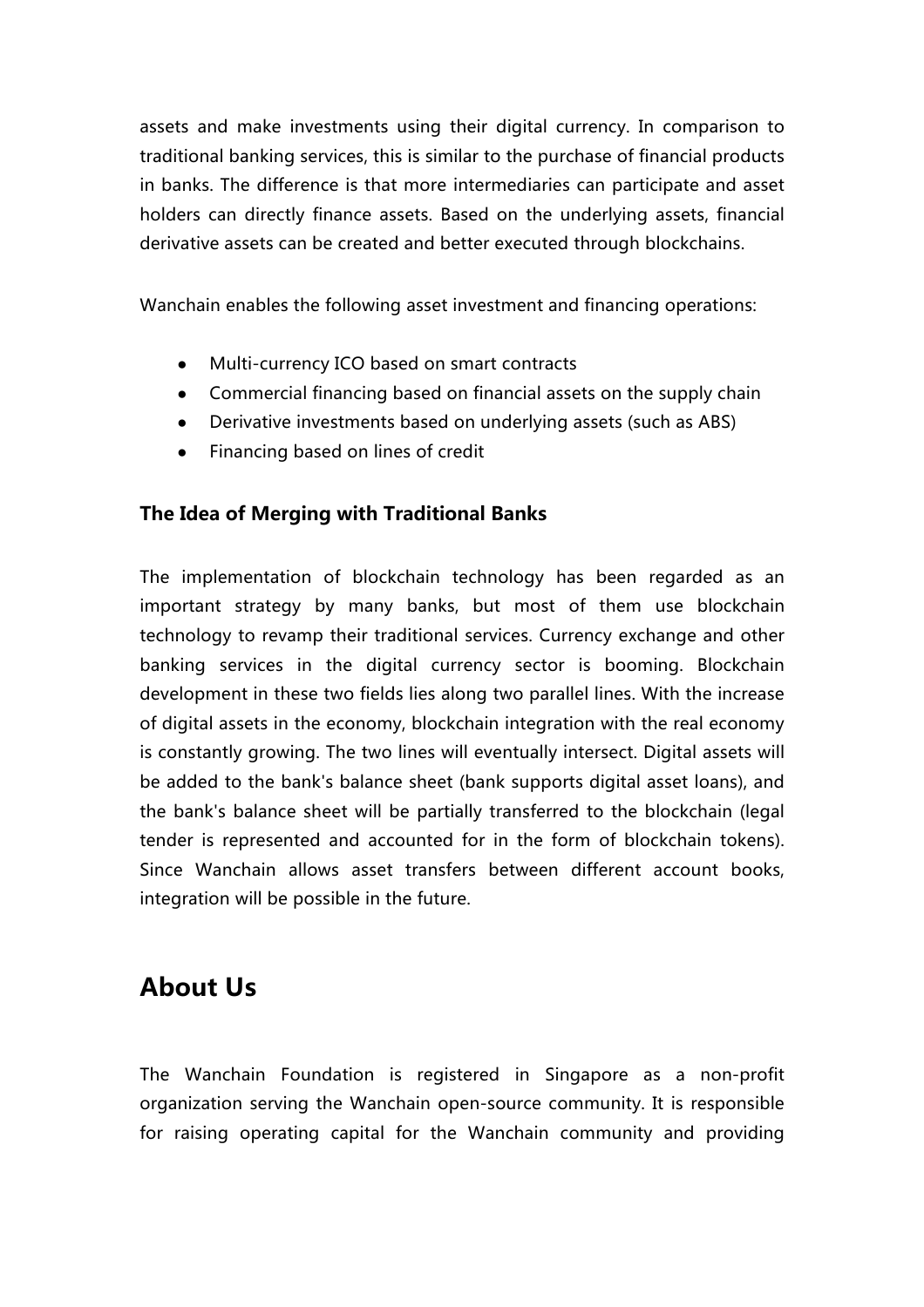assets and make investments using their digital currency. In comparison to traditional banking services, this is similar to the purchase of financial products in banks. The difference is that more intermediaries can participate and asset holders can directly finance assets. Based on the underlying assets, financial derivative assets can be created and better executed through blockchains.

Wanchain enables the following asset investment and financing operations:

- Multi-currency ICO based on smart contracts
- Commercial financing based on financial assets on the supply chain
- Derivative investments based on underlying assets (such as ABS)
- Financing based on lines of credit

### The Idea of Merging with Traditional Banks

The implementation of blockchain technology has been regarded as an important strategy by many banks, but most of them use blockchain technology to revamp their traditional services. Currency exchange and other banking services in the digital currency sector is booming. Blockchain development in these two fields lies along two parallel lines. With the increase of digital assets in the economy, blockchain integration with the real economy is constantly growing. The two lines will eventually intersect. Digital assets will be added to the bank's balance sheet (bank supports digital asset loans), and the bank's balance sheet will be partially transferred to the blockchain (legal tender is represented and accounted for in the form of blockchain tokens). Since Wanchain allows asset transfers between different account books, integration will be possible in the future.

## About Us

The Wanchain Foundation is registered in Singapore as a non-profit organization serving the Wanchain open-source community. It is responsible for raising operating capital for the Wanchain community and providing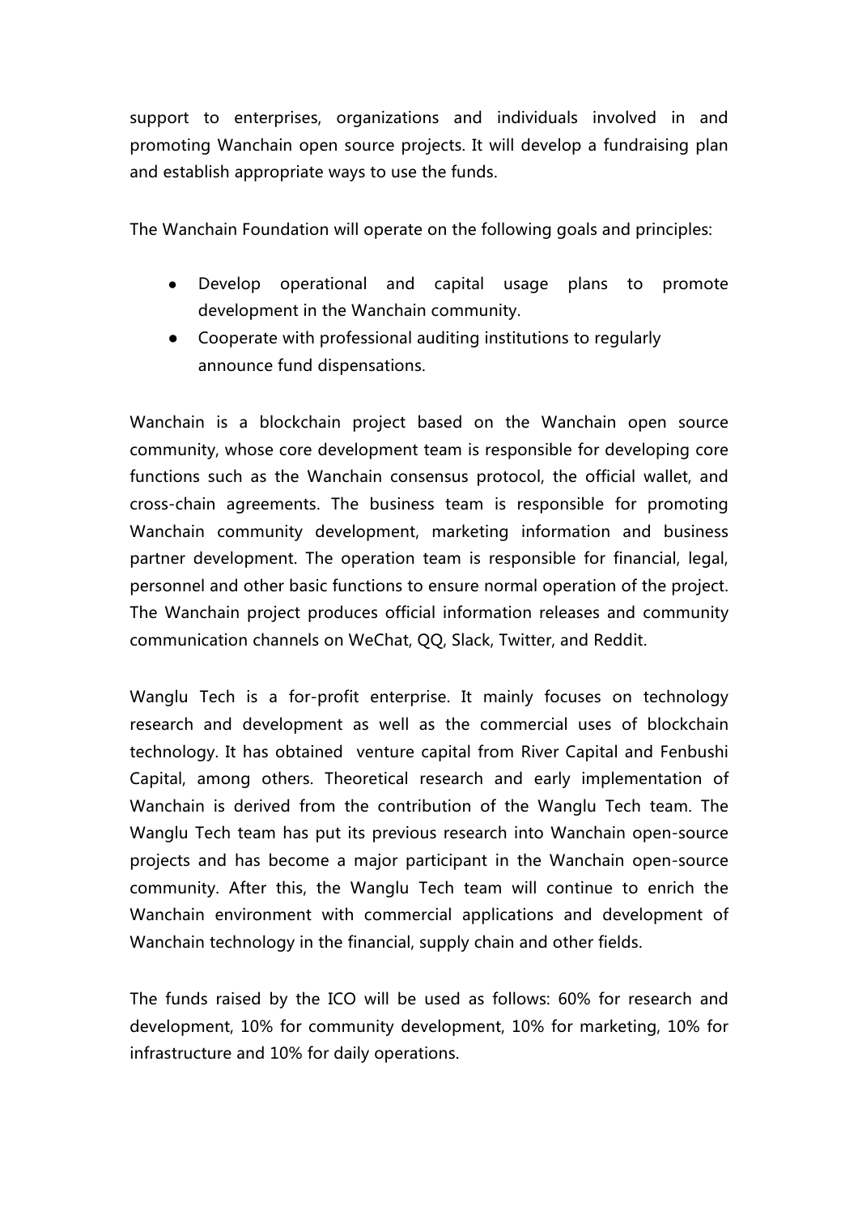support to enterprises, organizations and individuals involved in and promoting Wanchain open source projects. It will develop a fundraising plan and establish appropriate ways to use the funds.

The Wanchain Foundation will operate on the following goals and principles:

- Develop operational and capital usage plans to promote development in the Wanchain community.
- Cooperate with professional auditing institutions to regularly announce fund dispensations.

Wanchain is a blockchain project based on the Wanchain open source community, whose core development team is responsible for developing core functions such as the Wanchain consensus protocol, the official wallet, and cross-chain agreements. The business team is responsible for promoting Wanchain community development, marketing information and business partner development. The operation team is responsible for financial, legal, personnel and other basic functions to ensure normal operation of the project. The Wanchain project produces official information releases and community communication channels on WeChat, QQ, Slack, Twitter, and Reddit.

Wanglu Tech is a for-profit enterprise. It mainly focuses on technology research and development as well as the commercial uses of blockchain technology. It has obtained venture capital from River Capital and Fenbushi Capital, among others. Theoretical research and early implementation of Wanchain is derived from the contribution of the Wanglu Tech team. The Wanglu Tech team has put its previous research into Wanchain open-source projects and has become a major participant in the Wanchain open-source community. After this, the Wanglu Tech team will continue to enrich the Wanchain environment with commercial applications and development of Wanchain technology in the financial, supply chain and other fields.

The funds raised by the ICO will be used as follows: 60% for research and development, 10% for community development, 10% for marketing, 10% for infrastructure and 10% for daily operations.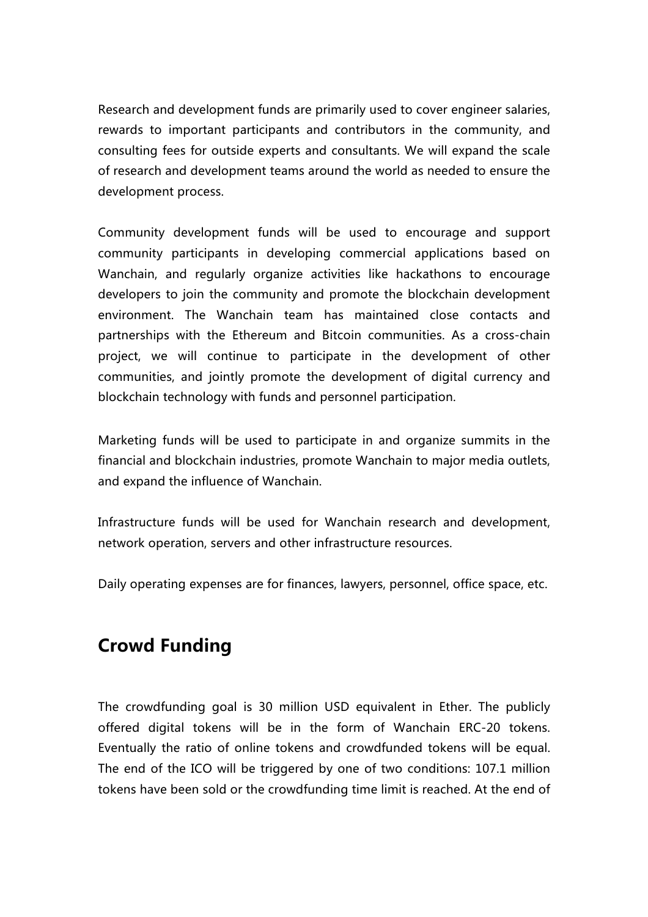Research and development funds are primarily used to cover engineer salaries, rewards to important participants and contributors in the community, and consulting fees for outside experts and consultants. We will expand the scale of research and development teams around the world as needed to ensure the development process.

Community development funds will be used to encourage and support community participants in developing commercial applications based on Wanchain, and regularly organize activities like hackathons to encourage developers to join the community and promote the blockchain development environment. The Wanchain team has maintained close contacts and partnerships with the Ethereum and Bitcoin communities. As a cross-chain project, we will continue to participate in the development of other communities, and jointly promote the development of digital currency and blockchain technology with funds and personnel participation.

Marketing funds will be used to participate in and organize summits in the financial and blockchain industries, promote Wanchain to major media outlets, and expand the influence of Wanchain.

Infrastructure funds will be used for Wanchain research and development, network operation, servers and other infrastructure resources.

Daily operating expenses are for finances, lawyers, personnel, office space, etc.

## Crowd Funding

The crowdfunding goal is 30 million USD equivalent in Ether. The publicly offered digital tokens will be in the form of Wanchain ERC-20 tokens. Eventually the ratio of online tokens and crowdfunded tokens will be equal. The end of the ICO will be triggered by one of two conditions: 107.1 million tokens have been sold or the crowdfunding time limit is reached. At the end of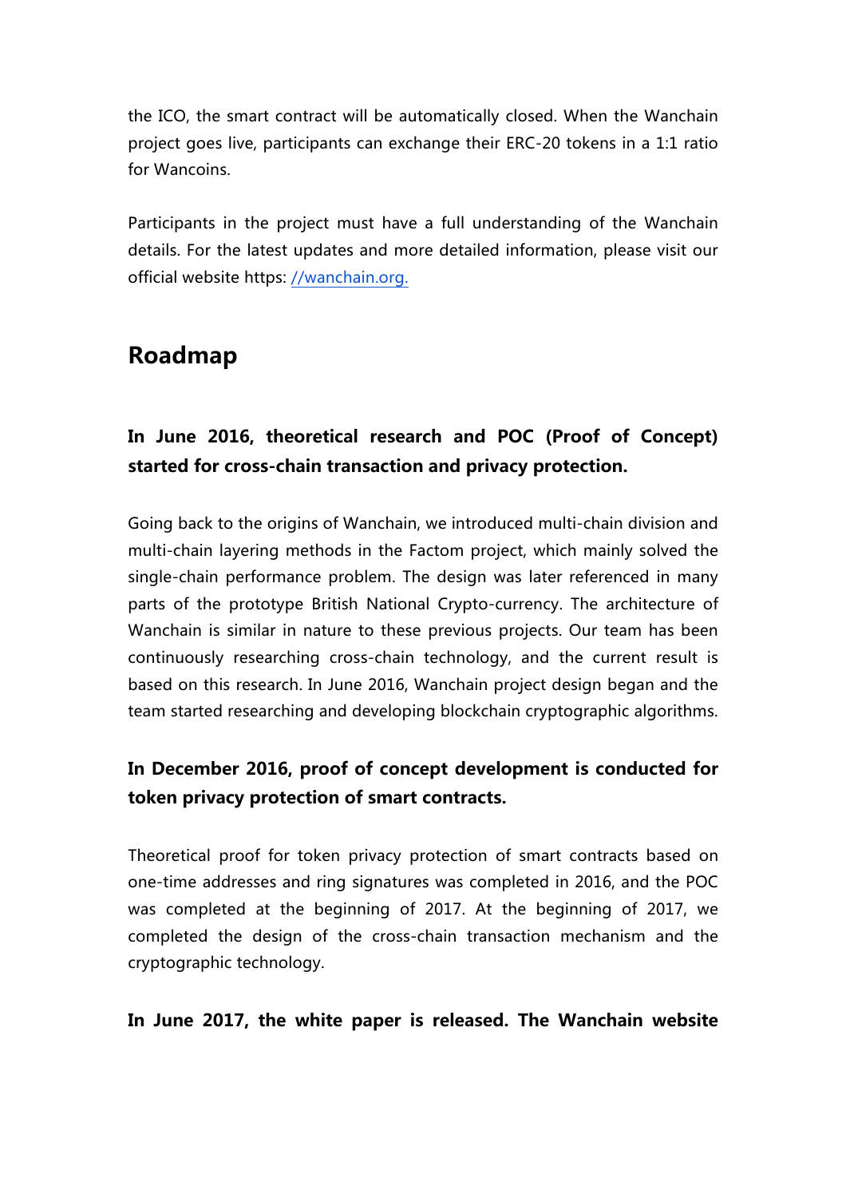the ICO, the smart contract will be automatically closed. When the Wanchain project goes live, participants can exchange their ERC-20 tokens in a 1:1 ratio for Wancoins.

Participants in the project must have a full understanding of the Wanchain details. For the latest updates and more detailed information, please visit our official website https: //wanchain.org.

## Roadmap

### In June 2016, theoretical research and POC (Proof of Concept) started for cross-chain transaction and privacy protection.

Going back to the origins of Wanchain, we introduced multi-chain division and multi-chain layering methods in the Factom project, which mainly solved the single-chain performance problem. The design was later referenced in many parts of the prototype British National Crypto-currency. The architecture of Wanchain is similar in nature to these previous projects. Our team has been continuously researching cross-chain technology, and the current result is based on this research. In June 2016, Wanchain project design began and the team started researching and developing blockchain cryptographic algorithms.

### In December 2016, proof of concept development is conducted for token privacy protection of smart contracts.

Theoretical proof for token privacy protection of smart contracts based on one-time addresses and ring signatures was completed in 2016, and the POC was completed at the beginning of 2017. At the beginning of 2017, we completed the design of the cross-chain transaction mechanism and the cryptographic technology.

### In June 2017, the white paper is released. The Wanchain website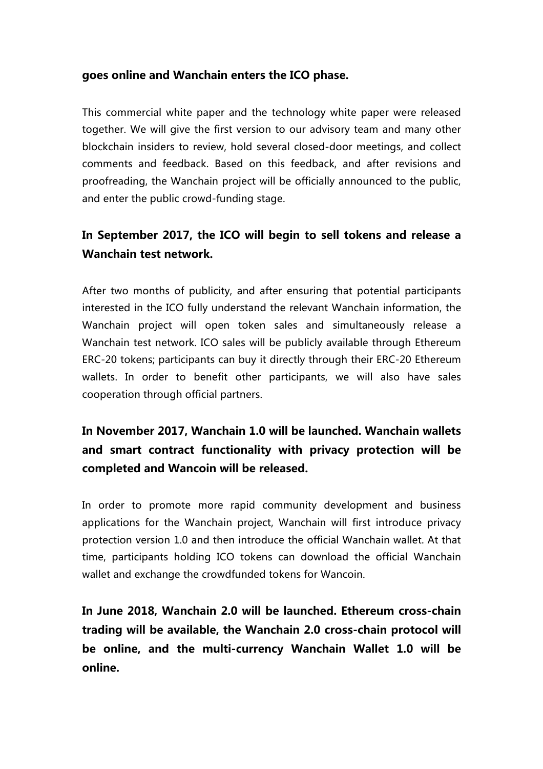**goes online and Wanchain enters the ICO phase.**

This commercial white paper and the technology white paper were released together. We will give the first version to our advisory team and many other blockchain insiders to review, hold several closed-door meetings, and collect comments and feedback. Based on this feedback, and after revisions and proofreading, the Wanchain project will be officially announced to the public, and enter the public crowd-funding stage.

**In September 2017, the ICO will begin to sell tokens and release a Wanchain test network.**

After two months of publicity, and after ensuring that potential participants interested in the ICO fully understand the relevant Wanchain information, the Wanchain project will open token sales and simultaneously release a Wanchain test network. ICO sales will be publicly available through Ethereum ERC-20 tokens; participants can buy it directly through their ERC-20 Ethereum wallets. In order to benefit other participants, we will also have sales cooperation through official partners.

**In November 2017, Wanchain 1.0 will be launched. Wanchain wallets and smart contract functionality with privacy protection will be completed and Wancoin will be released.**

In order to promote more rapid community development and business applications for the Wanchain project, Wanchain will first introduce privacy protection version 1.0 and then introduce the official Wanchain wallet. At that time, participants holding ICO tokens can download the official Wanchain wallet and exchange the crowdfunded tokens for Wancoin.

**In June 2018, Wanchain 2.0 will be launched. Ethereum cross-chain trading will be available, the Wanchain 2.0 cross-chain protocol will be online, and the multi-currency Wanchain Wallet 1.0 will be online.**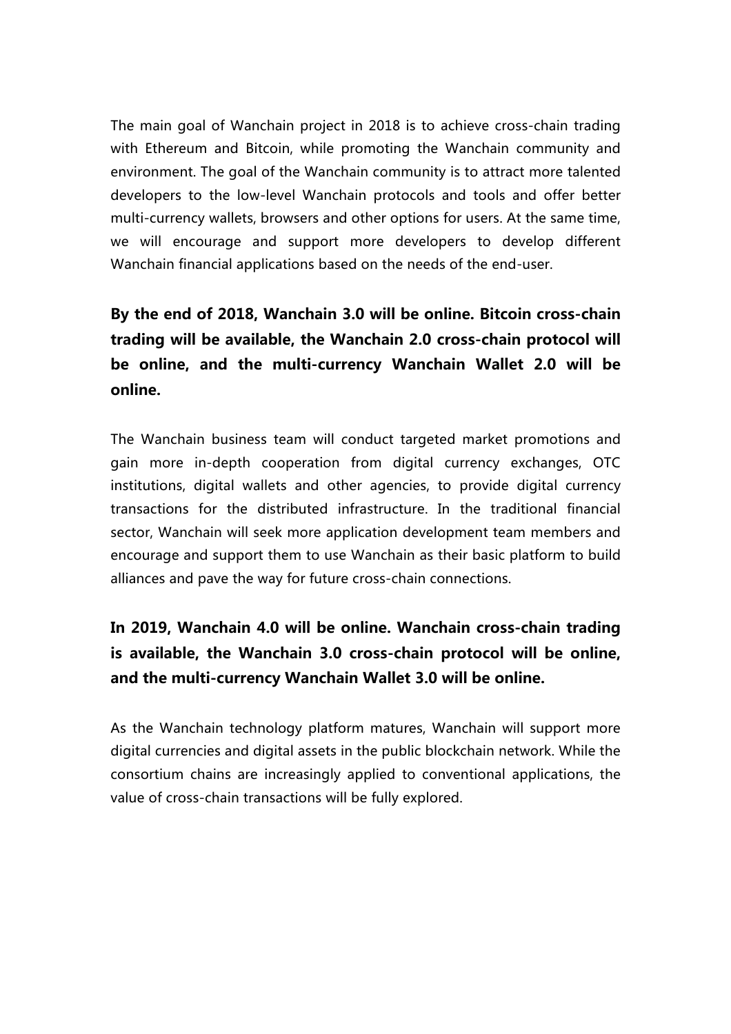The main goal of Wanchain project in 2018 is to achieve cross-chain trading with Ethereum and Bitcoin, while promoting the Wanchain community and environment. The goal of the Wanchain community is to attract more talented developers to the low-level Wanchain protocols and tools and offer better multi-currency wallets, browsers and other options for users. At the same time, we will encourage and support more developers to develop different Wanchain financial applications based on the needs of the end-user.

**By the end of 2018, Wanchain 3.0 will be online. Bitcoin cross-chain trading will be available, the Wanchain 2.0 cross-chain protocol will be online, and the multi-currency Wanchain Wallet 2.0 will be online.**

The Wanchain business team will conduct targeted market promotions and gain more in-depth cooperation from digital currency exchanges, OTC institutions, digital wallets and other agencies, to provide digital currency transactions for the distributed infrastructure. In the traditional financial sector, Wanchain will seek more application development team members and encourage and support them to use Wanchain as their basic platform to build alliances and pave the way for future cross-chain connections.

**In 2019, Wanchain 4.0 will be online. Wanchain cross-chain trading is available, the Wanchain 3.0 cross-chain protocol will be online, and the multi-currency Wanchain Wallet 3.0 will be online.**

As the Wanchain technology platform matures, Wanchain will support more digital currencies and digital assets in the public blockchain network. While the consortium chains are increasingly applied to conventional applications, the value of cross-chain transactions will be fully explored.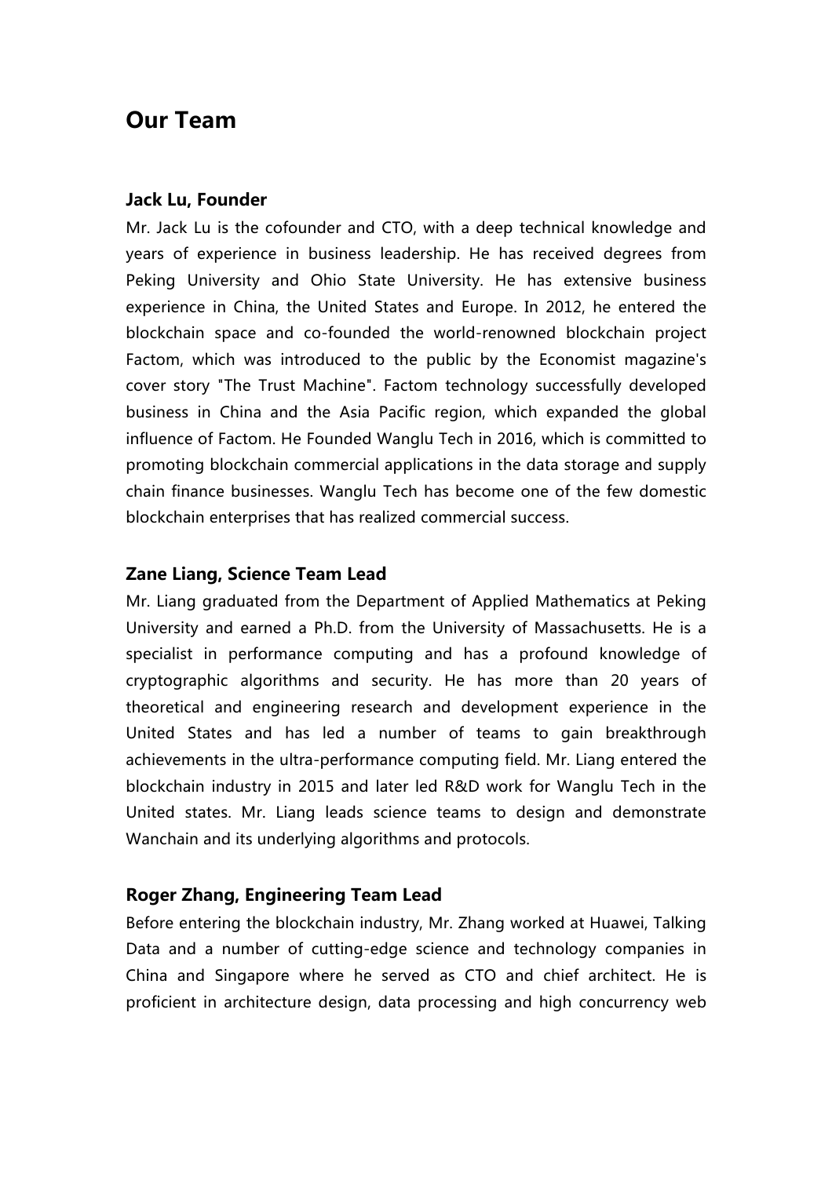## Our Team

### Jack Lu, Founder

Mr. Jack Lu is the cofounder and CTO, with a deep technical knowledge and years of experience in business leadership. He has received degrees from Peking University and Ohio State University. He has extensive business experience in China, the United States and Europe. In 2012, he entered the blockchain space and co-founded the world-renowned blockchain project Factom, which was introduced to the public by the Economist magazine's cover story "The Trust Machine". Factom technology successfully developed business in China and the Asia Pacific region, which expanded the global influence of Factom. He Founded Wanglu Tech in 2016, which is committed to promoting blockchain commercial applications in the data storage and supply chain finance businesses. Wanglu Tech has become one of the few domestic blockchain enterprises that has realized commercial success.

### Zane Liang, Science Team Lead

Mr. Liang graduated from the Department of Applied Mathematics at Peking University and earned a Ph.D. from the University of Massachusetts. He is a specialist in performance computing and has a profound knowledge of cryptographic algorithms and security. He has more than 20 years of theoretical and engineering research and development experience in the United States and has led a number of teams to gain breakthrough achievements in the ultra-performance computing field. Mr. Liang entered the blockchain industry in 2015 and later led R&D work for Wanglu Tech in the United states. Mr. Liang leads science teams to design and demonstrate Wanchain and its underlying algorithms and protocols.

### Roger Zhang, Engineering Team Lead

Before entering the blockchain industry, Mr. Zhang worked at Huawei, Talking Data and a number of cutting-edge science and technology companies in China and Singapore where he served as CTO and chief architect. He is proficient in architecture design, data processing and high concurrency web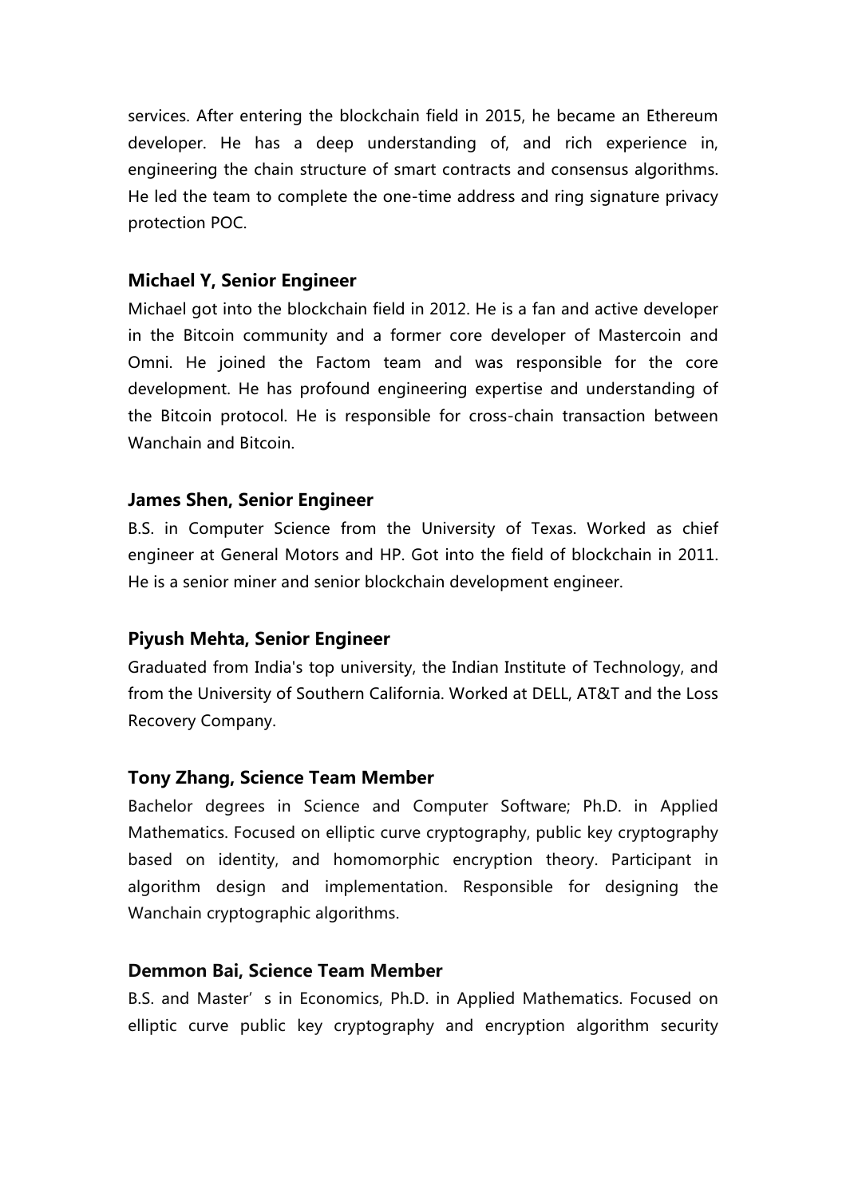services. After entering the blockchain field in 2015, he became an Ethereum developer. He has a deep understanding of, and rich experience in, engineering the chain structure of smart contracts and consensus algorithms. He led the team to complete the one-time address and ring signature privacy protection POC.

**Michael Y, Senior Engineer**

Michael got into the blockchain field in 2012. He is a fan and active developer in the Bitcoin community and a former core developer of Mastercoin and Omni. He joined the Factom team and was responsible for the core development. He has profound engineering expertise and understanding of the Bitcoin protocol. He is responsible for cross-chain transaction between Wanchain and Bitcoin.

**James Shen, Senior Engineer**

B.S. in Computer Science from the University of Texas. Worked as chief engineer at General Motors and HP. Got into the field of blockchain in 2011. He is a senior miner and senior blockchain development engineer.

**Piyush Mehta, Senior Engineer**

Graduated from India's top university, the Indian Institute of Technology, and from the University of Southern California. Worked at DELL, AT&T and the Loss Recovery Company.

**Tony Zhang, Science Team Member**

Bachelor degrees in Science and Computer Software; Ph.D. in Applied Mathematics. Focused on elliptic curve cryptography, public key cryptography based on identity, and homomorphic encryption theory. Participant in algorithm design and implementation. Responsible for designing the Wanchain cryptographic algorithms.

**Demmon Bai, Science Team Member**

B.S. and Master’s in Economics, Ph.D. in Applied Mathematics. Focused on elliptic curve public key cryptography and encryption algorithm security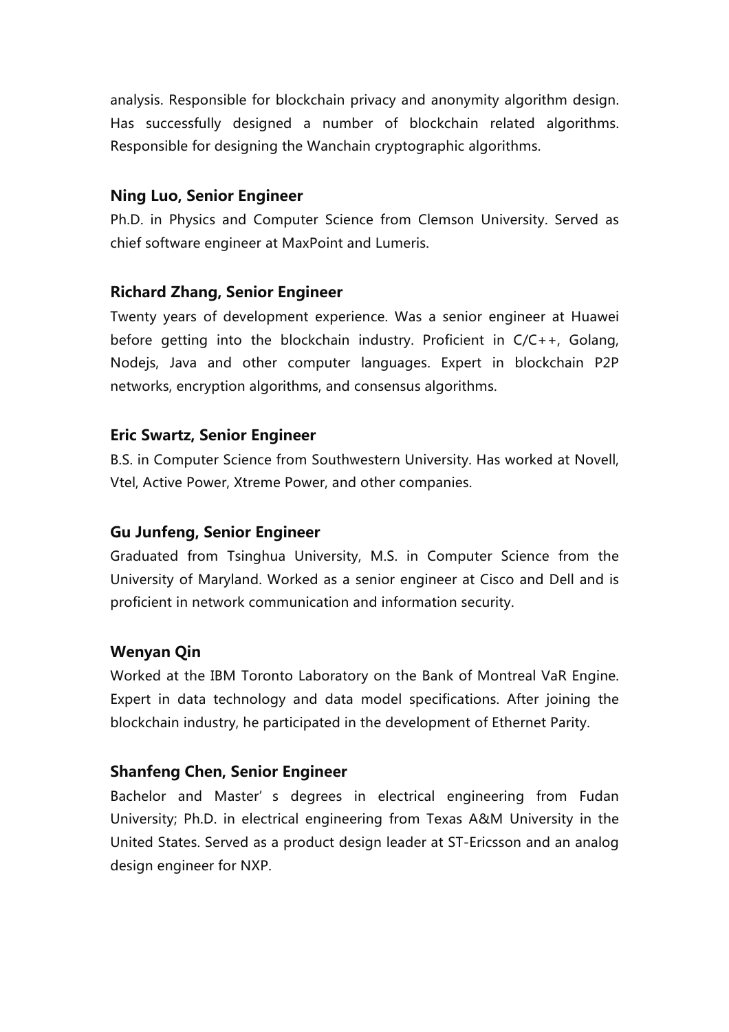analysis. Responsible for blockchain privacy and anonymity algorithm design. Has successfully designed a number of blockchain related algorithms. Responsible for designing the Wanchain cryptographic algorithms.

**Ning Luo, Senior Engineer**

Ph.D. in Physics and Computer Science from Clemson University. Served as chief software engineer at MaxPoint and Lumeris.

**Richard Zhang, Senior Engineer**

Twenty years of development experience. Was a senior engineer at Huawei before getting into the blockchain industry. Proficient in C/C++, Golang, Nodejs, Java and other computer languages. Expert in blockchain P2P networks, encryption algorithms, and consensus algorithms.

**Eric Swartz, Senior Engineer**

B.S. in Computer Science from Southwestern University. Has worked at Novell, Vtel, Active Power, Xtreme Power, and other companies.

**Gu Junfeng, Senior Engineer**

Graduated from Tsinghua University, M.S. in Computer Science from the University of Maryland. Worked as a senior engineer at Cisco and Dell and is proficient in network communication and information security.

**Wenyan Qin**

Worked at the IBM Toronto Laboratory on the Bank of Montreal VaR Engine. Expert in data technology and data model specifications. After joining the blockchain industry, he participated in the development of Ethernet Parity.

**Shanfeng Chen, Senior Engineer**

Bachelor and Master’ s degrees in electrical engineering from Fudan University; Ph.D. in electrical engineering from Texas A&M University in the United States. Served as a product design leader at ST-Ericsson and an analog design engineer for NXP.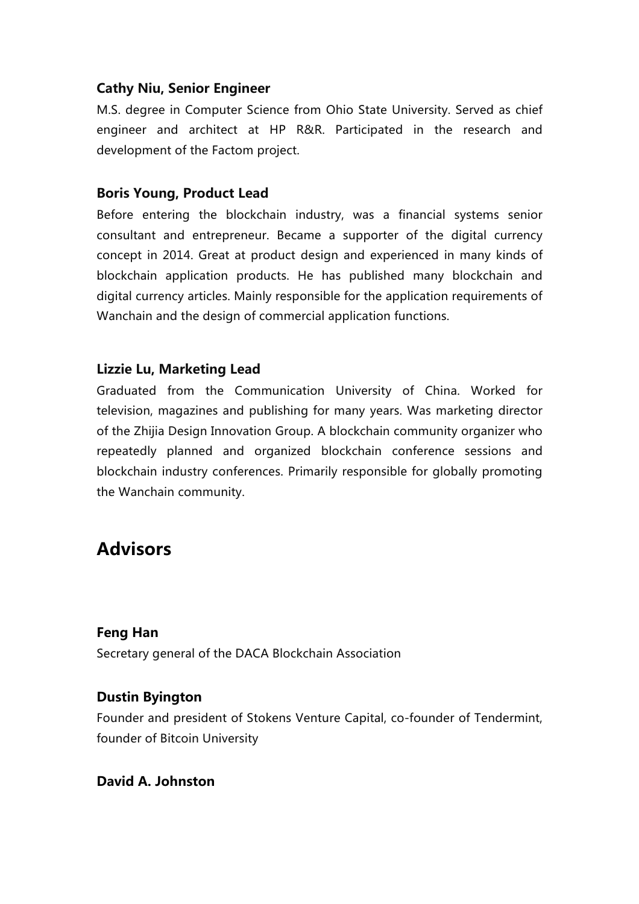**Cathy Niu, Senior Engineer**

M.S. degree in Computer Science from Ohio State University. Served as chief engineer and architect at HP R&R. Participated in the research and development of the Factom project.

**Boris Young, Product Lead**

Before entering the blockchain industry, was a financial systems senior consultant and entrepreneur. Became a supporter of the digital currency concept in 2014. Great at product design and experienced in many kinds of blockchain application products. He has published many blockchain and digital currency articles. Mainly responsible for the application requirements of Wanchain and the design of commercial application functions.

**Lizzie Lu, Marketing Lead**

Graduated from the Communication University of China. Worked for television, magazines and publishing for many years. Was marketing director of the Zhijia Design Innovation Group. A blockchain community organizer who repeatedly planned and organized blockchain conference sessions and blockchain industry conferences. Primarily responsible for globally promoting the Wanchain community.

## Advisors

**Feng Han**

Secretary general of the DACA Blockchain Association

**Dustin Byington**

Founder and president of Stokens Venture Capital, co-founder of Tendermint, founder of Bitcoin University

**David A. Johnston**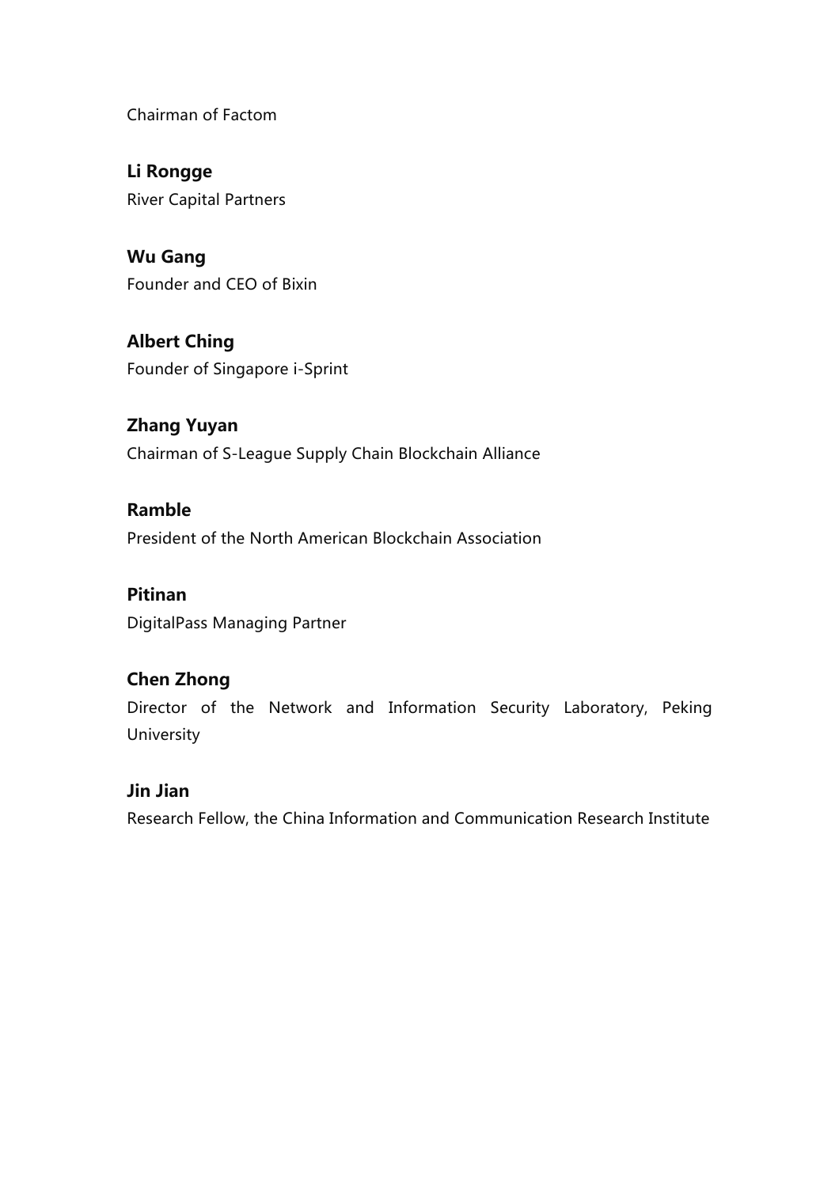Chairman of Factom

**Li Rongge**
River Capital Partners

**Wu Gang**
Founder and CEO of Bixin

**Albert Ching**
Founder of Singapore i-Sprint

**Zhang Yuyan**
Chairman of S-League Supply Chain Blockchain Alliance

**Ramble**
President of the North American Blockchain Association

**Pitinan**
DigitalPass Managing Partner

**Chen Zhong**
Director of the Network and Information Security Laboratory, Peking University

**Jin Jian**
Research Fellow, the China Information and Communication Research Institute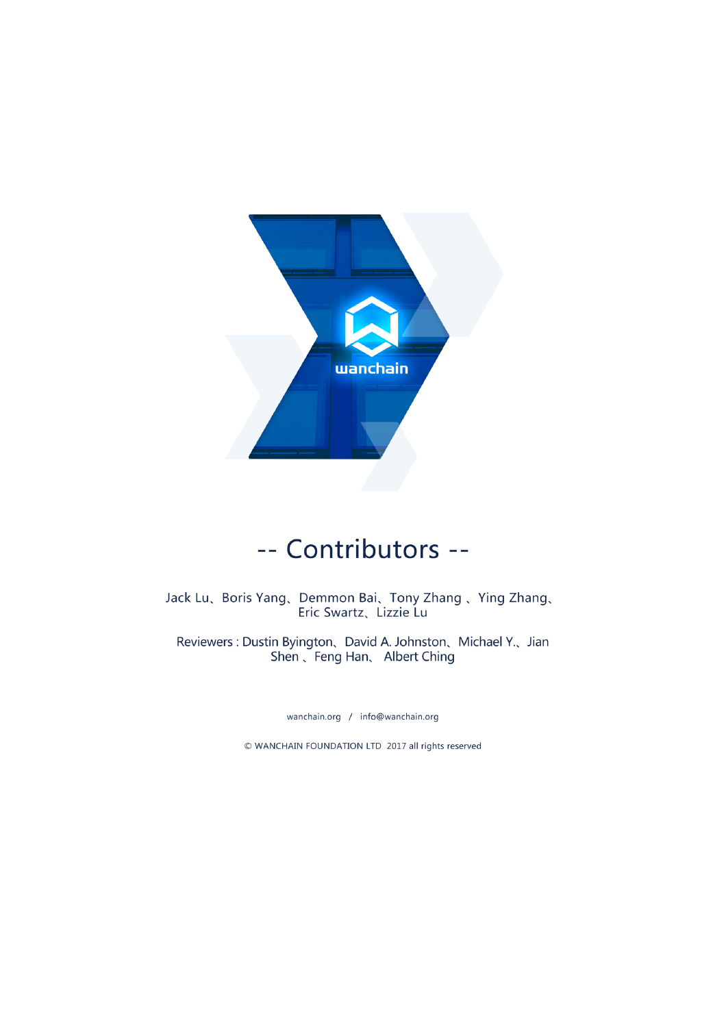wanchain

# -- Contributors --

Jack Lu、Boris Yang、Demmon Bai、Tony Zhang 、Ying Zhang、Eric Swartz、Lizzie Lu

Reviewers : Dustin Byington、David A. Johnston、Michael Y.、Jian Shen 、Feng Han、 Albert Ching

wanchain.org / info@wanchain.org

© WANCHAIN FOUNDATION LTD 2017 all rights reserved